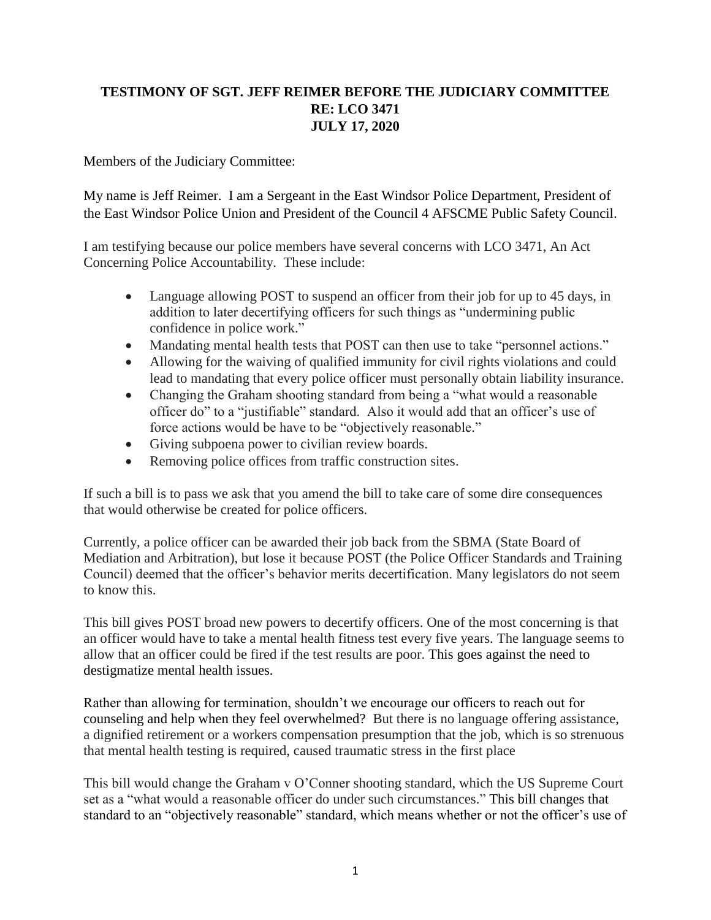**TESTIMONY OF SGT. JEFF REIMER BEFORE THE JUDICIARY COMMITTEE**
**RE: LCO 3471**
**JULY 17, 2020**

Members of the Judiciary Committee:

My name is Jeff Reimer. I am a Sergeant in the East Windsor Police Department, President of the East Windsor Police Union and President of the Council 4 AFSCME Public Safety Council.

I am testifying because our police members have several concerns with LCO 3471, An Act Concerning Police Accountability. These include:

- Language allowing POST to suspend an officer from their job for up to 45 days, in addition to later decertifying officers for such things as "undermining public confidence in police work."
- Mandating mental health tests that POST can then use to take "personnel actions."
- Allowing for the waiving of qualified immunity for civil rights violations and could lead to mandating that every police officer must personally obtain liability insurance.
- Changing the Graham shooting standard from being a "what would a reasonable officer do" to a "justifiable" standard. Also it would add that an officer's use of force actions would be have to be "objectively reasonable."
- Giving subpoena power to civilian review boards.
- Removing police offices from traffic construction sites.

If such a bill is to pass we ask that you amend the bill to take care of some dire consequences that would otherwise be created for police officers.

Currently, a police officer can be awarded their job back from the SBMA (State Board of Mediation and Arbitration), but lose it because POST (the Police Officer Standards and Training Council) deemed that the officer's behavior merits decertification. Many legislators do not seem to know this.

This bill gives POST broad new powers to decertify officers. One of the most concerning is that an officer would have to take a mental health fitness test every five years. The language seems to allow that an officer could be fired if the test results are poor. This goes against the need to destigmatize mental health issues.

Rather than allowing for termination, shouldn't we encourage our officers to reach out for counseling and help when they feel overwhelmed? But there is no language offering assistance, a dignified retirement or a workers compensation presumption that the job, which is so strenuous that mental health testing is required, caused traumatic stress in the first place

This bill would change the Graham v O'Conner shooting standard, which the US Supreme Court set as a "what would a reasonable officer do under such circumstances." This bill changes that standard to an "objectively reasonable" standard, which means whether or not the officer's use of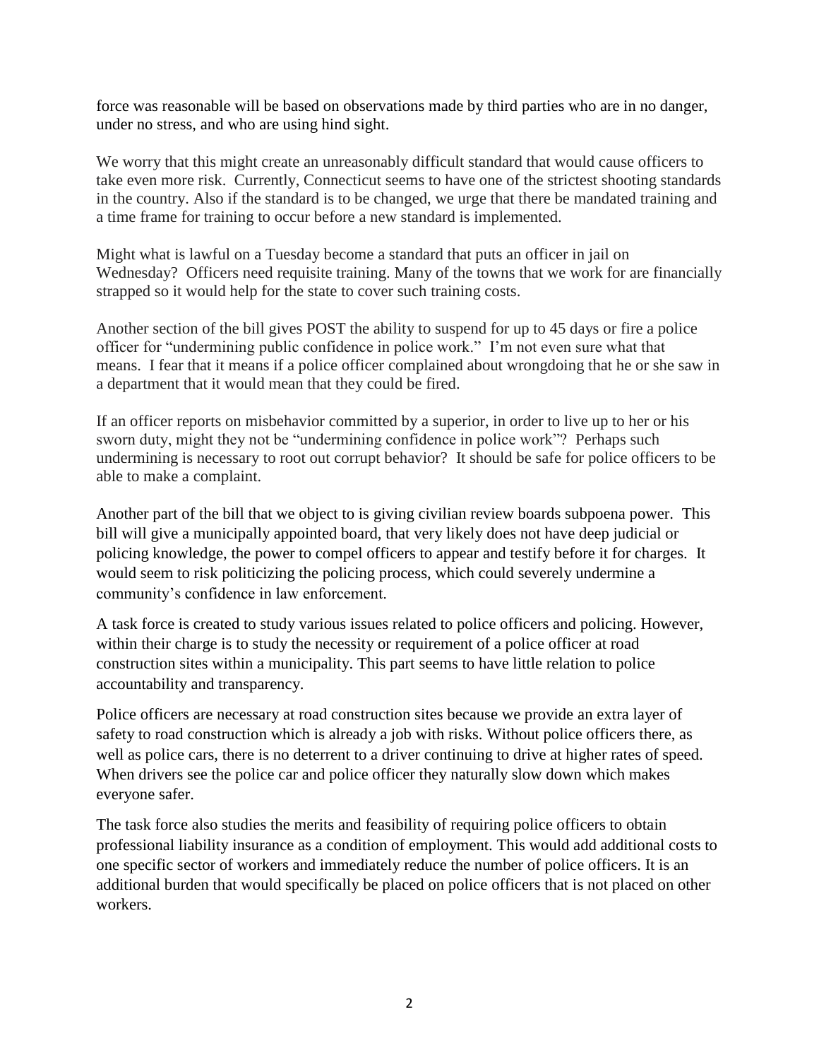force was reasonable will be based on observations made by third parties who are in no danger, under no stress, and who are using hind sight.

We worry that this might create an unreasonably difficult standard that would cause officers to take even more risk. Currently, Connecticut seems to have one of the strictest shooting standards in the country. Also if the standard is to be changed, we urge that there be mandated training and a time frame for training to occur before a new standard is implemented.

Might what is lawful on a Tuesday become a standard that puts an officer in jail on Wednesday? Officers need requisite training. Many of the towns that we work for are financially strapped so it would help for the state to cover such training costs.

Another section of the bill gives POST the ability to suspend for up to 45 days or fire a police officer for "undermining public confidence in police work." I'm not even sure what that means. I fear that it means if a police officer complained about wrongdoing that he or she saw in a department that it would mean that they could be fired.

If an officer reports on misbehavior committed by a superior, in order to live up to her or his sworn duty, might they not be "undermining confidence in police work"? Perhaps such undermining is necessary to root out corrupt behavior? It should be safe for police officers to be able to make a complaint.

Another part of the bill that we object to is giving civilian review boards subpoena power. This bill will give a municipally appointed board, that very likely does not have deep judicial or policing knowledge, the power to compel officers to appear and testify before it for charges. It would seem to risk politicizing the policing process, which could severely undermine a community's confidence in law enforcement.

A task force is created to study various issues related to police officers and policing. However, within their charge is to study the necessity or requirement of a police officer at road construction sites within a municipality. This part seems to have little relation to police accountability and transparency.

Police officers are necessary at road construction sites because we provide an extra layer of safety to road construction which is already a job with risks. Without police officers there, as well as police cars, there is no deterrent to a driver continuing to drive at higher rates of speed. When drivers see the police car and police officer they naturally slow down which makes everyone safer.

The task force also studies the merits and feasibility of requiring police officers to obtain professional liability insurance as a condition of employment. This would add additional costs to one specific sector of workers and immediately reduce the number of police officers. It is an additional burden that would specifically be placed on police officers that is not placed on other workers.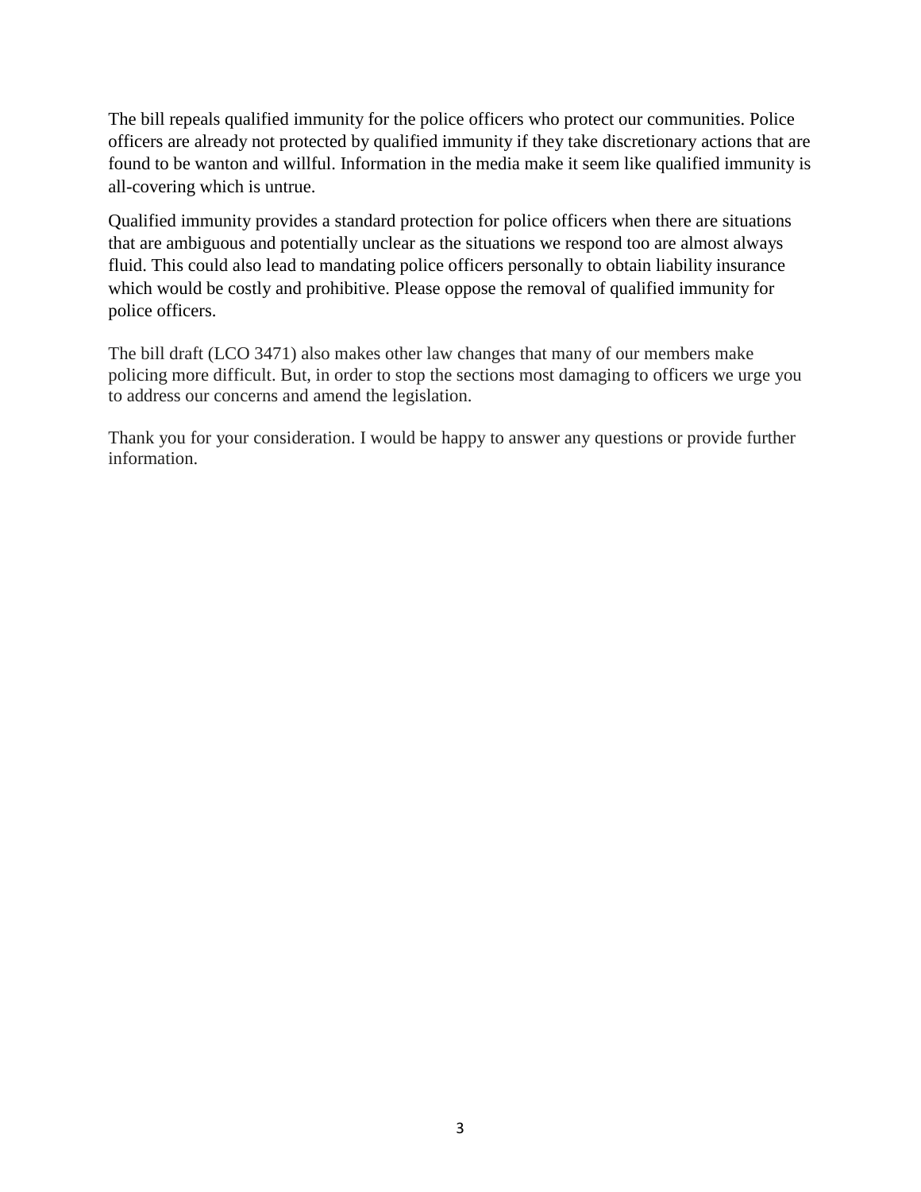The bill repeals qualified immunity for the police officers who protect our communities. Police officers are already not protected by qualified immunity if they take discretionary actions that are found to be wanton and willful. Information in the media make it seem like qualified immunity is all-covering which is untrue.

Qualified immunity provides a standard protection for police officers when there are situations that are ambiguous and potentially unclear as the situations we respond too are almost always fluid. This could also lead to mandating police officers personally to obtain liability insurance which would be costly and prohibitive. Please oppose the removal of qualified immunity for police officers.

The bill draft (LCO 3471) also makes other law changes that many of our members make policing more difficult. But, in order to stop the sections most damaging to officers we urge you to address our concerns and amend the legislation.

Thank you for your consideration. I would be happy to answer any questions or provide further information.